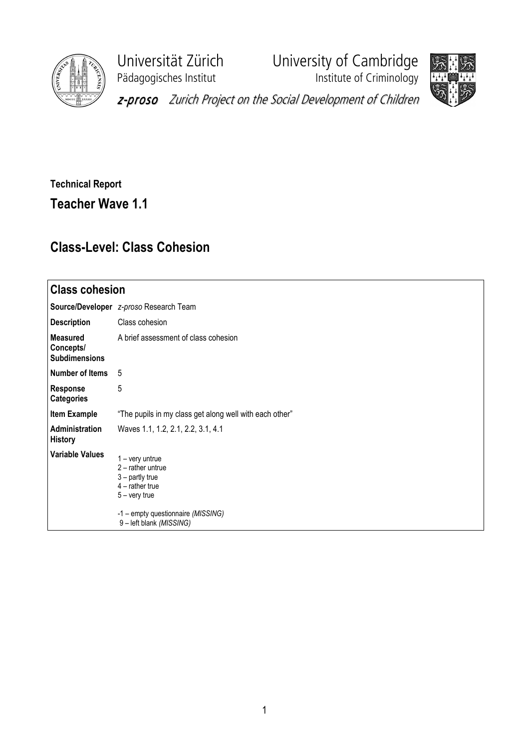Universität Zürich
Pädagogisches Institut

University of Cambridge
Institute of Criminology

*z-proso* Zurich Project on the Social Development of Children

**Technical Report**

## Teacher Wave 1.1

## Class-Level: Class Cohesion

| **Class cohesion** | |
|---|---|
| **Source/Developer** | *z-proso* Research Team |
| **Description** | Class cohesion |
| **Measured Concepts/ Subdimensions** | A brief assessment of class cohesion |
| **Number of Items** | 5 |
| **Response Categories** | 5 |
| **Item Example** | "The pupils in my class get along well with each other" |
| **Administration History** | Waves 1.1, 1.2, 2.1, 2.2, 3.1, 4.1 |
| **Variable Values** | 1 – very untrue<br>2 – rather untrue<br>3 – partly true<br>4 – rather true<br>5 – very true<br><br>-1 – empty questionnaire *(MISSING)*<br>9 – left blank *(MISSING)* |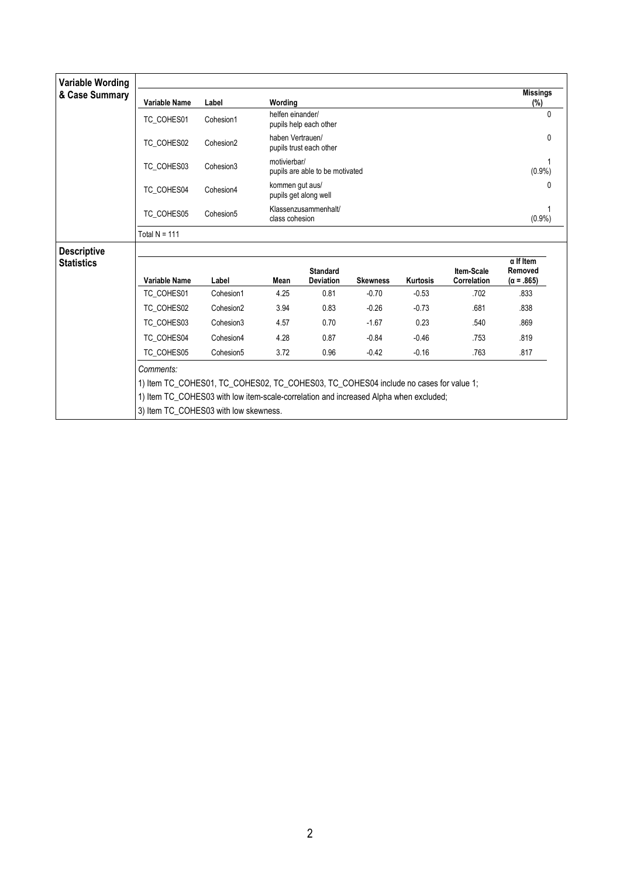**Variable Wording & Case Summary**

| Variable Name | Label | Wording | Missings (%) |
|---|---|---|---|
| TC_COHES01 | Cohesion1 | helfen einander/ pupils help each other | 0 |
| TC_COHES02 | Cohesion2 | haben Vertrauen/ pupils trust each other | 0 |
| TC_COHES03 | Cohesion3 | motivierbar/ pupils are able to be motivated | 1 (0.9%) |
| TC_COHES04 | Cohesion4 | kommen gut aus/ pupils get along well | 0 |
| TC_COHES05 | Cohesion5 | Klassenzusammenhalt/ class cohesion | 1 (0.9%) |

Total N = 111

**Descriptive Statistics**

| Variable Name | Label | Mean | Standard Deviation | Skewness | Kurtosis | Item-Scale Correlation | α If Item Removed (α = .865) |
|---|---|---|---|---|---|---|---|
| TC_COHES01 | Cohesion1 | 4.25 | 0.81 | -0.70 | -0.53 | .702 | .833 |
| TC_COHES02 | Cohesion2 | 3.94 | 0.83 | -0.26 | -0.73 | .681 | .838 |
| TC_COHES03 | Cohesion3 | 4.57 | 0.70 | -1.67 | 0.23 | .540 | .869 |
| TC_COHES04 | Cohesion4 | 4.28 | 0.87 | -0.84 | -0.46 | .753 | .819 |
| TC_COHES05 | Cohesion5 | 3.72 | 0.96 | -0.42 | -0.16 | .763 | .817 |

*Comments:*

1) Item TC_COHES01, TC_COHES02, TC_COHES03, TC_COHES04 include no cases for value 1;

1) Item TC_COHES03 with low item-scale-correlation and increased Alpha when excluded;

3) Item TC_COHES03 with low skewness.